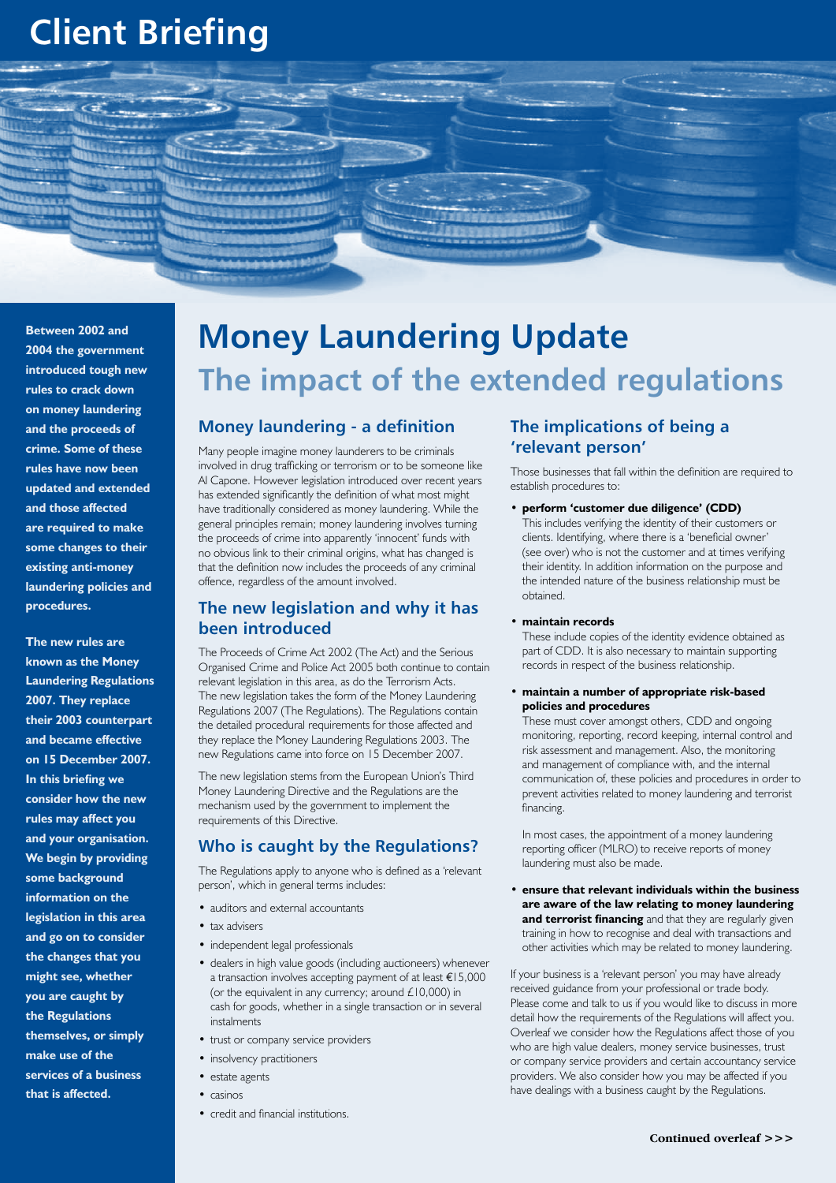# Client Briefing

**Between 2002 and 2004 the government introduced tough new rules to crack down on money laundering and the proceeds of crime. Some of these rules have now been updated and extended and those affected are required to make some changes to their existing anti-money laundering policies and procedures.**

**The new rules are known as the Money Laundering Regulations 2007. They replace their 2003 counterpart and became effective on 15 December 2007. In this briefing we consider how the new rules may affect you and your organisation. We begin by providing some background information on the legislation in this area and go on to consider the changes that you might see, whether you are caught by the Regulations themselves, or simply make use of the services of a business that is affected.**

# Money Laundering Update

## The impact of the extended regulations

### Money laundering - a definition

Many people imagine money launderers to be criminals involved in drug trafficking or terrorism or to be someone like Al Capone. However legislation introduced over recent years has extended significantly the definition of what most might have traditionally considered as money laundering. While the general principles remain; money laundering involves turning the proceeds of crime into apparently 'innocent' funds with no obvious link to their criminal origins, what has changed is that the definition now includes the proceeds of any criminal offence, regardless of the amount involved.

### The new legislation and why it has been introduced

The Proceeds of Crime Act 2002 (The Act) and the Serious Organised Crime and Police Act 2005 both continue to contain relevant legislation in this area, as do the Terrorism Acts. The new legislation takes the form of the Money Laundering Regulations 2007 (The Regulations). The Regulations contain the detailed procedural requirements for those affected and they replace the Money Laundering Regulations 2003. The new Regulations came into force on 15 December 2007.

The new legislation stems from the European Union's Third Money Laundering Directive and the Regulations are the mechanism used by the government to implement the requirements of this Directive.

### Who is caught by the Regulations?

The Regulations apply to anyone who is defined as a 'relevant person', which in general terms includes:

- auditors and external accountants
- tax advisers
- independent legal professionals
- dealers in high value goods (including auctioneers) whenever a transaction involves accepting payment of at least €15,000 (or the equivalent in any currency; around £10,000) in cash for goods, whether in a single transaction or in several instalments
- trust or company service providers
- insolvency practitioners
- estate agents
- casinos
- credit and financial institutions.

### The implications of being a 'relevant person'

Those businesses that fall within the definition are required to establish procedures to:

- **perform 'customer due diligence' (CDD)**
  This includes verifying the identity of their customers or clients. Identifying, where there is a 'beneficial owner' (see over) who is not the customer and at times verifying their identity. In addition information on the purpose and the intended nature of the business relationship must be obtained.

- **maintain records**
  These include copies of the identity evidence obtained as part of CDD. It is also necessary to maintain supporting records in respect of the business relationship.

- **maintain a number of appropriate risk-based policies and procedures**
  These must cover amongst others, CDD and ongoing monitoring, reporting, record keeping, internal control and risk assessment and management. Also, the monitoring and management of compliance with, and the internal communication of, these policies and procedures in order to prevent activities related to money laundering and terrorist financing.

  In most cases, the appointment of a money laundering reporting officer (MLRO) to receive reports of money laundering must also be made.

- **ensure that relevant individuals within the business are aware of the law relating to money laundering and terrorist financing** and that they are regularly given training in how to recognise and deal with transactions and other activities which may be related to money laundering.

If your business is a 'relevant person' you may have already received guidance from your professional or trade body. Please come and talk to us if you would like to discuss in more detail how the requirements of the Regulations will affect you. Overleaf we consider how the Regulations affect those of you who are high value dealers, money service businesses, trust or company service providers and certain accountancy service providers. We also consider how you may be affected if you have dealings with a business caught by the Regulations.

**Continued overleaf >>>**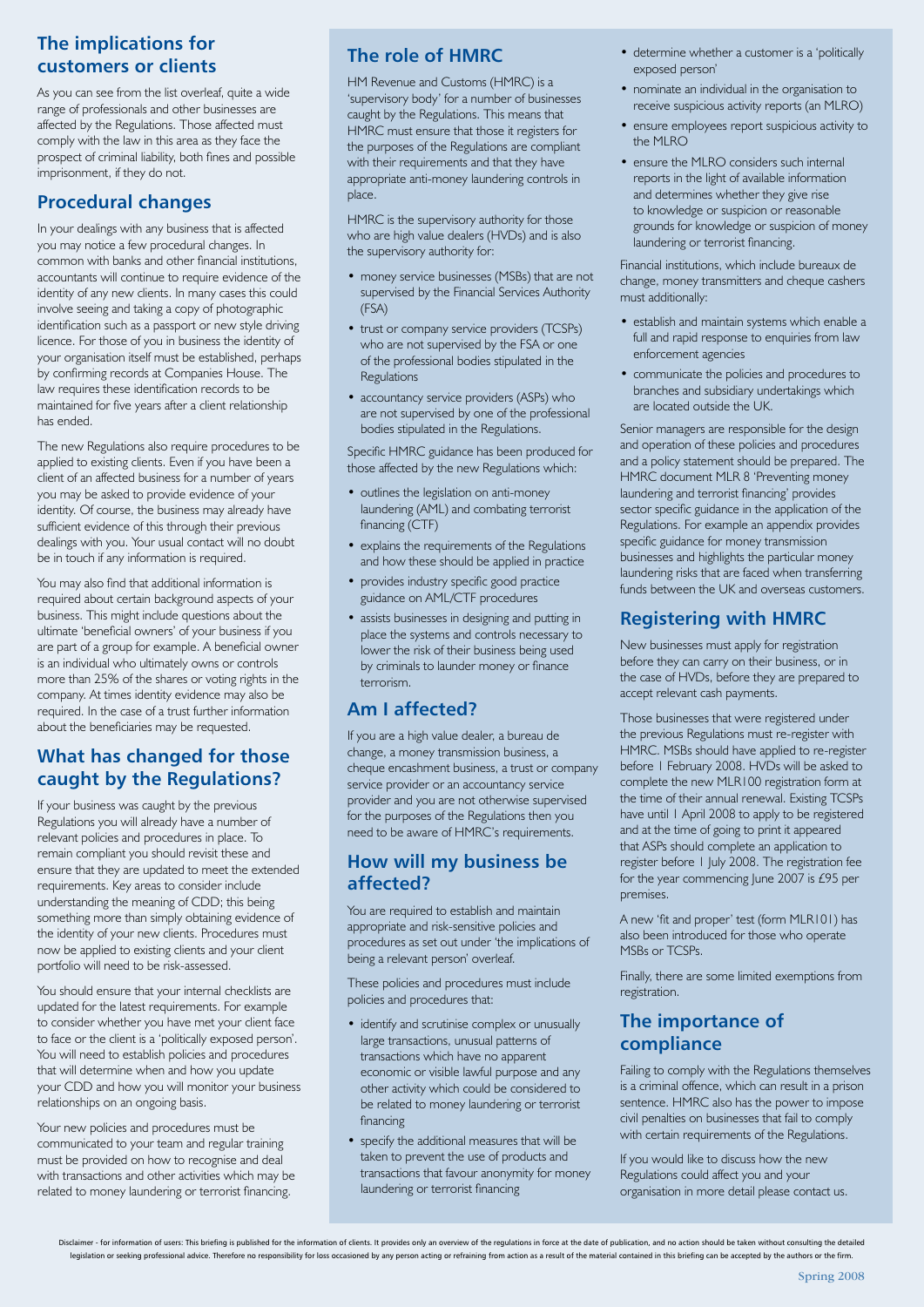## The implications for customers or clients

As you can see from the list overleaf, quite a wide range of professionals and other businesses are affected by the Regulations. Those affected must comply with the law in this area as they face the prospect of criminal liability, both fines and possible imprisonment, if they do not.

## Procedural changes

In your dealings with any business that is affected you may notice a few procedural changes. In common with banks and other financial institutions, accountants will continue to require evidence of the identity of any new clients. In many cases this could involve seeing and taking a copy of photographic identification such as a passport or new style driving licence. For those of you in business the identity of your organisation itself must be established, perhaps by confirming records at Companies House. The law requires these identification records to be maintained for five years after a client relationship has ended.

The new Regulations also require procedures to be applied to existing clients. Even if you have been a client of an affected business for a number of years you may be asked to provide evidence of your identity. Of course, the business may already have sufficient evidence of this through their previous dealings with you. Your usual contact will no doubt be in touch if any information is required.

You may also find that additional information is required about certain background aspects of your business. This might include questions about the ultimate 'beneficial owners' of your business if you are part of a group for example. A beneficial owner is an individual who ultimately owns or controls more than 25% of the shares or voting rights in the company. At times identity evidence may also be required. In the case of a trust further information about the beneficiaries may be requested.

## What has changed for those caught by the Regulations?

If your business was caught by the previous Regulations you will already have a number of relevant policies and procedures in place. To remain compliant you should revisit these and ensure that they are updated to meet the extended requirements. Key areas to consider include understanding the meaning of CDD; this being something more than simply obtaining evidence of the identity of your new clients. Procedures must now be applied to existing clients and your client portfolio will need to be risk-assessed.

You should ensure that your internal checklists are updated for the latest requirements. For example to consider whether you have met your client face to face or the client is a 'politically exposed person'. You will need to establish policies and procedures that will determine when and how you update your CDD and how you will monitor your business relationships on an ongoing basis.

Your new policies and procedures must be communicated to your team and regular training must be provided on how to recognise and deal with transactions and other activities which may be related to money laundering or terrorist financing.

## The role of HMRC

HM Revenue and Customs (HMRC) is a 'supervisory body' for a number of businesses caught by the Regulations. This means that HMRC must ensure that those it registers for the purposes of the Regulations are compliant with their requirements and that they have appropriate anti-money laundering controls in place.

HMRC is the supervisory authority for those who are high value dealers (HVDs) and is also the supervisory authority for:

- money service businesses (MSBs) that are not supervised by the Financial Services Authority (FSA)
- trust or company service providers (TCSPs) who are not supervised by the FSA or one of the professional bodies stipulated in the Regulations
- accountancy service providers (ASPs) who are not supervised by one of the professional bodies stipulated in the Regulations.

Specific HMRC guidance has been produced for those affected by the new Regulations which:

- outlines the legislation on anti-money laundering (AML) and combating terrorist financing (CTF)
- explains the requirements of the Regulations and how these should be applied in practice
- provides industry specific good practice guidance on AML/CTF procedures
- assists businesses in designing and putting in place the systems and controls necessary to lower the risk of their business being used by criminals to launder money or finance terrorism.

## Am I affected?

If you are a high value dealer, a bureau de change, a money transmission business, a cheque encashment business, a trust or company service provider or an accountancy service provider and you are not otherwise supervised for the purposes of the Regulations then you need to be aware of HMRC's requirements.

## How will my business be affected?

You are required to establish and maintain appropriate and risk-sensitive policies and procedures as set out under 'the implications of being a relevant person' overleaf.

These policies and procedures must include policies and procedures that:

- identify and scrutinise complex or unusually large transactions, unusual patterns of transactions which have no apparent economic or visible lawful purpose and any other activity which could be considered to be related to money laundering or terrorist financing
- specify the additional measures that will be taken to prevent the use of products and transactions that favour anonymity for money laundering or terrorist financing
- determine whether a customer is a 'politically exposed person'
- nominate an individual in the organisation to receive suspicious activity reports (an MLRO)
- ensure employees report suspicious activity to the MLRO
- ensure the MLRO considers such internal reports in the light of available information and determines whether they give rise to knowledge or suspicion or reasonable grounds for knowledge or suspicion of money laundering or terrorist financing.

Financial institutions, which include bureaux de change, money transmitters and cheque cashers must additionally:

- establish and maintain systems which enable a full and rapid response to enquiries from law enforcement agencies
- communicate the policies and procedures to branches and subsidiary undertakings which are located outside the UK.

Senior managers are responsible for the design and operation of these policies and procedures and a policy statement should be prepared. The HMRC document MLR 8 'Preventing money laundering and terrorist financing' provides sector specific guidance in the application of the Regulations. For example an appendix provides specific guidance for money transmission businesses and highlights the particular money laundering risks that are faced when transferring funds between the UK and overseas customers.

## Registering with HMRC

New businesses must apply for registration before they can carry on their business, or in the case of HVDs, before they are prepared to accept relevant cash payments.

Those businesses that were registered under the previous Regulations must re-register with HMRC. MSBs should have applied to re-register before 1 February 2008. HVDs will be asked to complete the new MLR100 registration form at the time of their annual renewal. Existing TCSPs have until 1 April 2008 to apply to be registered and at the time of going to print it appeared that ASPs should complete an application to register before 1 July 2008. The registration fee for the year commencing June 2007 is £95 per premises.

A new 'fit and proper' test (form MLR101) has also been introduced for those who operate MSBs or TCSPs.

Finally, there are some limited exemptions from registration.

## The importance of compliance

Failing to comply with the Regulations themselves is a criminal offence, which can result in a prison sentence. HMRC also has the power to impose civil penalties on businesses that fail to comply with certain requirements of the Regulations.

If you would like to discuss how the new Regulations could affect you and your organisation in more detail please contact us.

Disclaimer - for information of users: This briefing is published for the information of clients. It provides only an overview of the regulations in force at the date of publication, and no action should be taken without consulting the detailed legislation or seeking professional advice. Therefore no responsibility for loss occasioned by any person acting or refraining from action as a result of the material contained in this briefing can be accepted by the authors or the firm.

Spring 2008